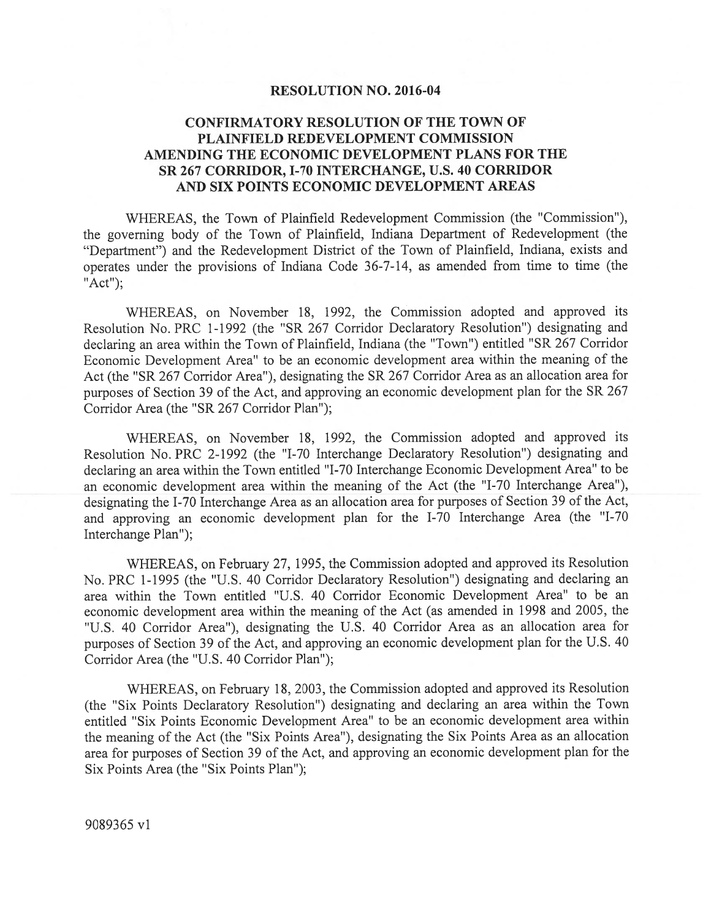**RESOLUTION NO. 2016-04**

**CONFIRMATORY RESOLUTION OF THE TOWN OF PLAINFIELD REDEVELOPMENT COMMISSION AMENDING THE ECONOMIC DEVELOPMENT PLANS FOR THE SR 267 CORRIDOR, I-70 INTERCHANGE, U.S. 40 CORRIDOR AND SIX POINTS ECONOMIC DEVELOPMENT AREAS**

WHEREAS, the Town of Plainfield Redevelopment Commission (the "Commission"), the governing body of the Town of Plainfield, Indiana Department of Redevelopment (the "Department") and the Redevelopment District of the Town of Plainfield, Indiana, exists and operates under the provisions of Indiana Code 36-7-14, as amended from time to time (the "Act");

WHEREAS, on November 18, 1992, the Commission adopted and approved its Resolution No. PRC 1-1992 (the "SR 267 Corridor Declaratory Resolution") designating and declaring an area within the Town of Plainfield, Indiana (the "Town") entitled "SR 267 Corridor Economic Development Area" to be an economic development area within the meaning of the Act (the "SR 267 Corridor Area"), designating the SR 267 Corridor Area as an allocation area for purposes of Section 39 of the Act, and approving an economic development plan for the SR 267 Corridor Area (the "SR 267 Corridor Plan");

WHEREAS, on November 18, 1992, the Commission adopted and approved its Resolution No. PRC 2-1992 (the "I-70 Interchange Declaratory Resolution") designating and declaring an area within the Town entitled "I-70 Interchange Economic Development Area" to be an economic development area within the meaning of the Act (the "I-70 Interchange Area"), designating the I-70 Interchange Area as an allocation area for purposes of Section 39 of the Act, and approving an economic development plan for the I-70 Interchange Area (the "I-70 Interchange Plan");

WHEREAS, on February 27, 1995, the Commission adopted and approved its Resolution No. PRC 1-1995 (the "U.S. 40 Corridor Declaratory Resolution") designating and declaring an area within the Town entitled "U.S. 40 Corridor Economic Development Area" to be an economic development area within the meaning of the Act (as amended in 1998 and 2005, the "U.S. 40 Corridor Area"), designating the U.S. 40 Corridor Area as an allocation area for purposes of Section 39 of the Act, and approving an economic development plan for the U.S. 40 Corridor Area (the "U.S. 40 Corridor Plan");

WHEREAS, on February 18, 2003, the Commission adopted and approved its Resolution (the "Six Points Declaratory Resolution") designating and declaring an area within the Town entitled "Six Points Economic Development Area" to be an economic development area within the meaning of the Act (the "Six Points Area"), designating the Six Points Area as an allocation area for purposes of Section 39 of the Act, and approving an economic development plan for the Six Points Area (the "Six Points Plan");

9089365 v1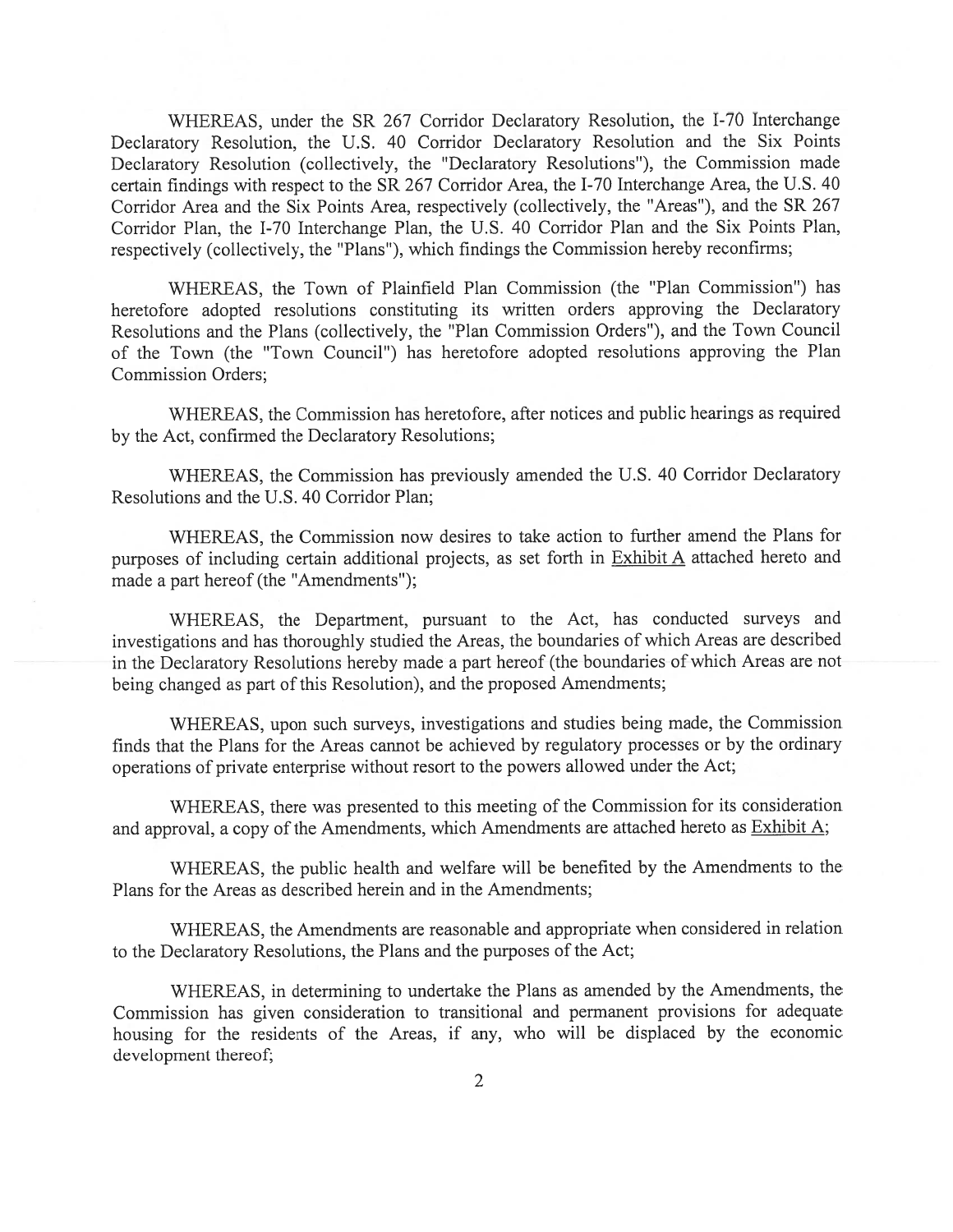WHEREAS, under the SR 267 Corridor Declaratory Resolution, the I-70 Interchange Declaratory Resolution, the U.S. 40 Corridor Declaratory Resolution and the Six Points Declaratory Resolution (collectively, the "Declaratory Resolutions"), the Commission made certain findings with respect to the SR 267 Corridor Area, the I-70 Interchange Area, the U.S. 40 Corridor Area and the Six Points Area, respectively (collectively, the "Areas"), and the SR 267 Corridor Plan, the I-70 Interchange Plan, the U.S. 40 Corridor Plan and the Six Points Plan, respectively (collectively, the "Plans"), which findings the Commission hereby reconfirms;

WHEREAS, the Town of Plainfield Plan Commission (the "Plan Commission") has heretofore adopted resolutions constituting its written orders approving the Declaratory Resolutions and the Plans (collectively, the "Plan Commission Orders"), and the Town Council of the Town (the "Town Council") has heretofore adopted resolutions approving the Plan Commission Orders;

WHEREAS, the Commission has heretofore, after notices and public hearings as required by the Act, confirmed the Declaratory Resolutions;

WHEREAS, the Commission has previously amended the U.S. 40 Corridor Declaratory Resolutions and the U.S. 40 Corridor Plan;

WHEREAS, the Commission now desires to take action to further amend the Plans for purposes of including certain additional projects, as set forth in Exhibit A attached hereto and made a part hereof (the "Amendments");

WHEREAS, the Department, pursuant to the Act, has conducted surveys and investigations and has thoroughly studied the Areas, the boundaries of which Areas are described in the Declaratory Resolutions hereby made a part hereof (the boundaries of which Areas are not being changed as part of this Resolution), and the proposed Amendments;

WHEREAS, upon such surveys, investigations and studies being made, the Commission finds that the Plans for the Areas cannot be achieved by regulatory processes or by the ordinary operations of private enterprise without resort to the powers allowed under the Act;

WHEREAS, there was presented to this meeting of the Commission for its consideration and approval, a copy of the Amendments, which Amendments are attached hereto as Exhibit A;

WHEREAS, the public health and welfare will be benefited by the Amendments to the Plans for the Areas as described herein and in the Amendments;

WHEREAS, the Amendments are reasonable and appropriate when considered in relation to the Declaratory Resolutions, the Plans and the purposes of the Act;

WHEREAS, in determining to undertake the Plans as amended by the Amendments, the Commission has given consideration to transitional and permanent provisions for adequate housing for the residents of the Areas, if any, who will be displaced by the economic development thereof;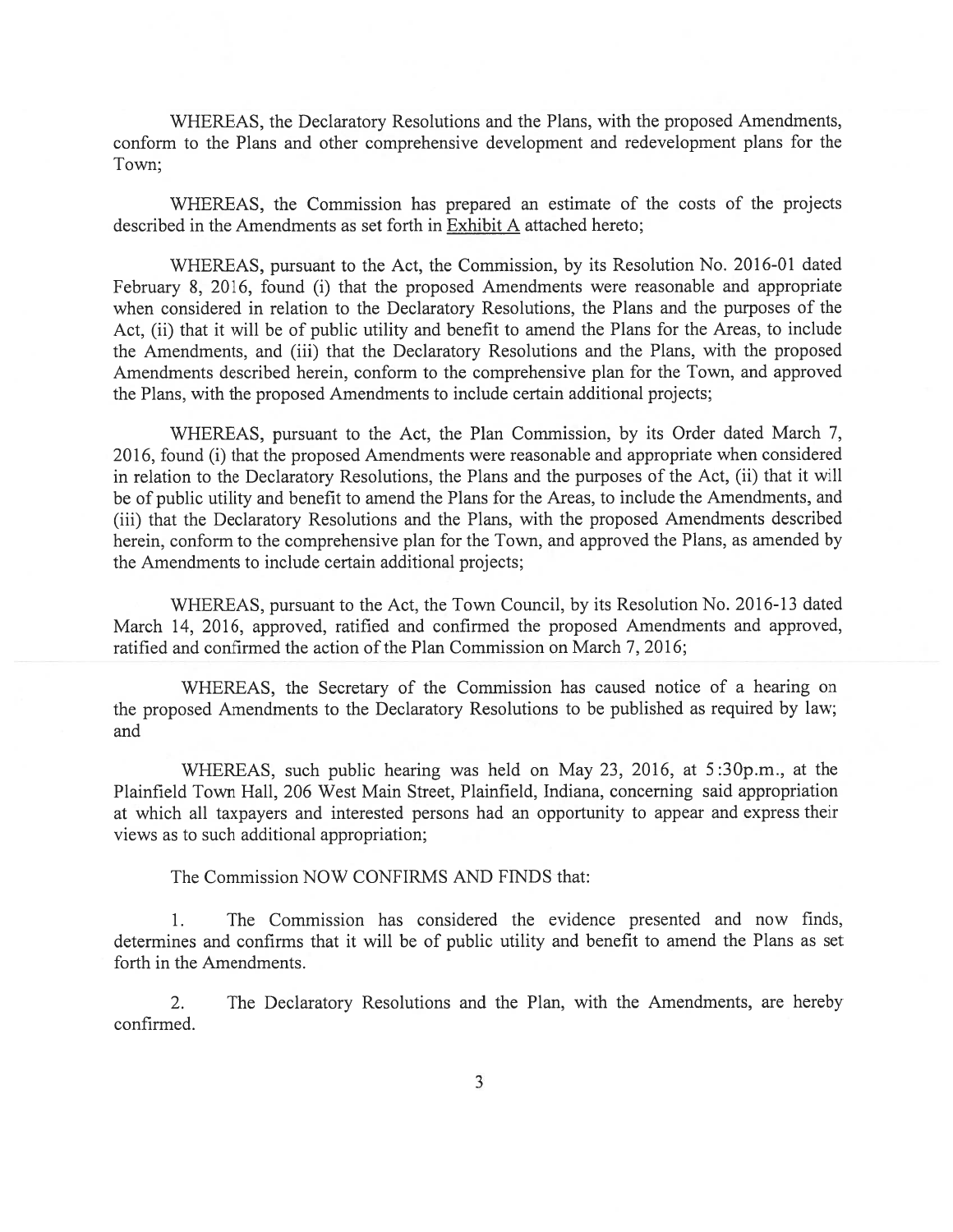WHEREAS, the Declaratory Resolutions and the Plans, with the proposed Amendments, conform to the Plans and other comprehensive development and redevelopment plans for the Town;

WHEREAS, the Commission has prepared an estimate of the costs of the projects described in the Amendments as set forth in Exhibit A attached hereto;

WHEREAS, pursuant to the Act, the Commission, by its Resolution No. 2016-01 dated February 8, 2016, found (i) that the proposed Amendments were reasonable and appropriate when considered in relation to the Declaratory Resolutions, the Plans and the purposes of the Act, (ii) that it will be of public utility and benefit to amend the Plans for the Areas, to include the Amendments, and (iii) that the Declaratory Resolutions and the Plans, with the proposed Amendments described herein, conform to the comprehensive plan for the Town, and approved the Plans, with the proposed Amendments to include certain additional projects;

WHEREAS, pursuant to the Act, the Plan Commission, by its Order dated March 7, 2016, found (i) that the proposed Amendments were reasonable and appropriate when considered in relation to the Declaratory Resolutions, the Plans and the purposes of the Act, (ii) that it will be of public utility and benefit to amend the Plans for the Areas, to include the Amendments, and (iii) that the Declaratory Resolutions and the Plans, with the proposed Amendments described herein, conform to the comprehensive plan for the Town, and approved the Plans, as amended by the Amendments to include certain additional projects;

WHEREAS, pursuant to the Act, the Town Council, by its Resolution No. 2016-13 dated March 14, 2016, approved, ratified and confirmed the proposed Amendments and approved, ratified and confirmed the action of the Plan Commission on March 7, 2016;

WHEREAS, the Secretary of the Commission has caused notice of a hearing on the proposed Amendments to the Declaratory Resolutions to be published as required by law; and

WHEREAS, such public hearing was held on May 23, 2016, at 5:30p.m., at the Plainfield Town Hall, 206 West Main Street, Plainfield, Indiana, concerning said appropriation at which all taxpayers and interested persons had an opportunity to appear and express their views as to such additional appropriation;

The Commission NOW CONFIRMS AND FINDS that:

1. The Commission has considered the evidence presented and now finds, determines and confirms that it will be of public utility and benefit to amend the Plans as set forth in the Amendments.

2. The Declaratory Resolutions and the Plan, with the Amendments, are hereby confirmed.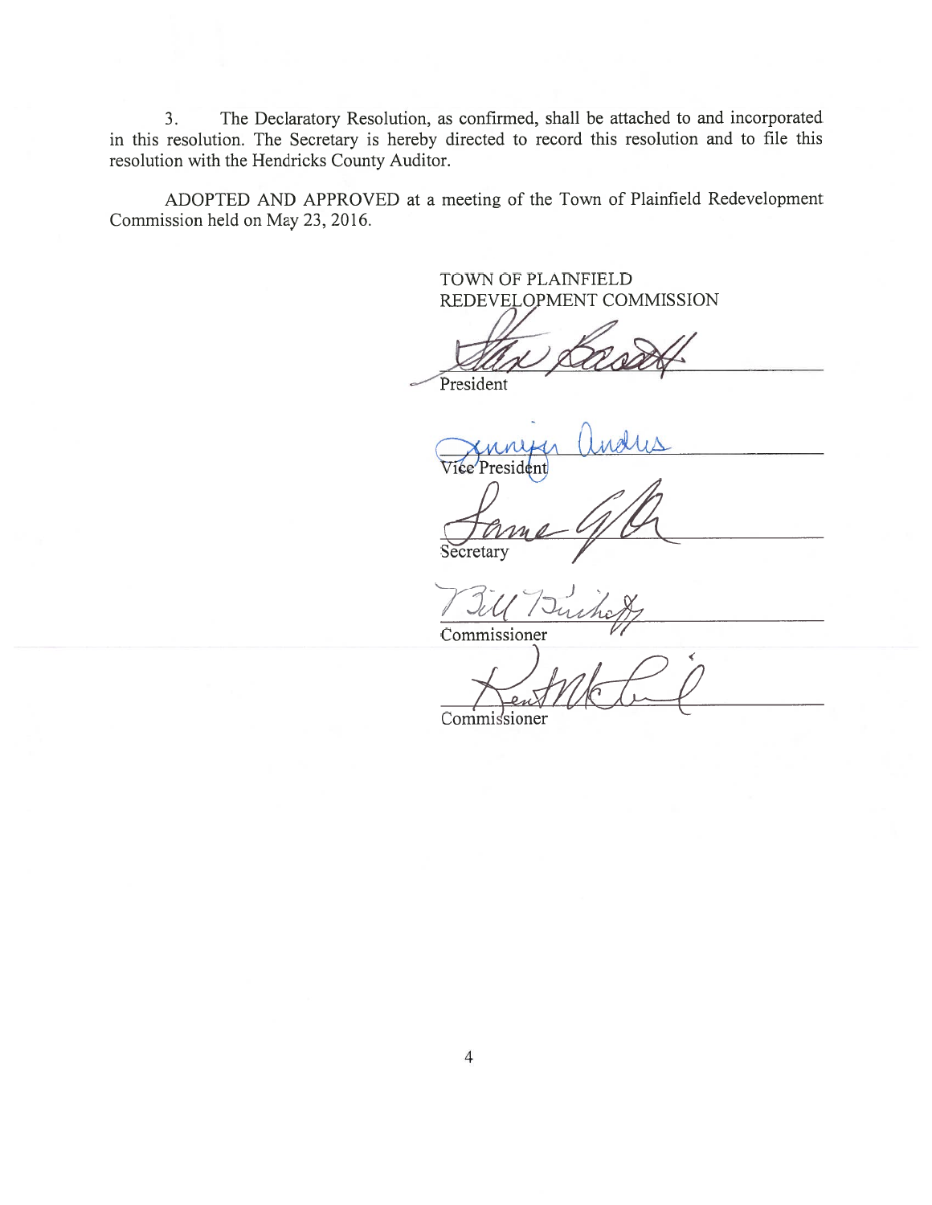3. The Declaratory Resolution, as confirmed, shall be attached to and incorporated in this resolution. The Secretary is hereby directed to record this resolution and to file this resolution with the Hendricks County Auditor.

ADOPTED AND APPROVED at a meeting of the Town of Plainfield Redevelopment Commission held on May 23, 2016.

TOWN OF PLAINFIELD
REDEVELOPMENT COMMISSION

\_\_\_\_\_\_\_\_\_\_\_\_\_\_\_\_\_\_\_\_\_\_\_\_\_\_\_\_\_\_
President

\_\_\_\_\_\_\_\_\_\_\_\_\_\_\_\_\_\_\_\_\_\_\_\_\_\_\_\_\_\_
Vice President

\_\_\_\_\_\_\_\_\_\_\_\_\_\_\_\_\_\_\_\_\_\_\_\_\_\_\_\_\_\_
Secretary

\_\_\_\_\_\_\_\_\_\_\_\_\_\_\_\_\_\_\_\_\_\_\_\_\_\_\_\_\_\_
Commissioner

\_\_\_\_\_\_\_\_\_\_\_\_\_\_\_\_\_\_\_\_\_\_\_\_\_\_\_\_\_\_
Commissioner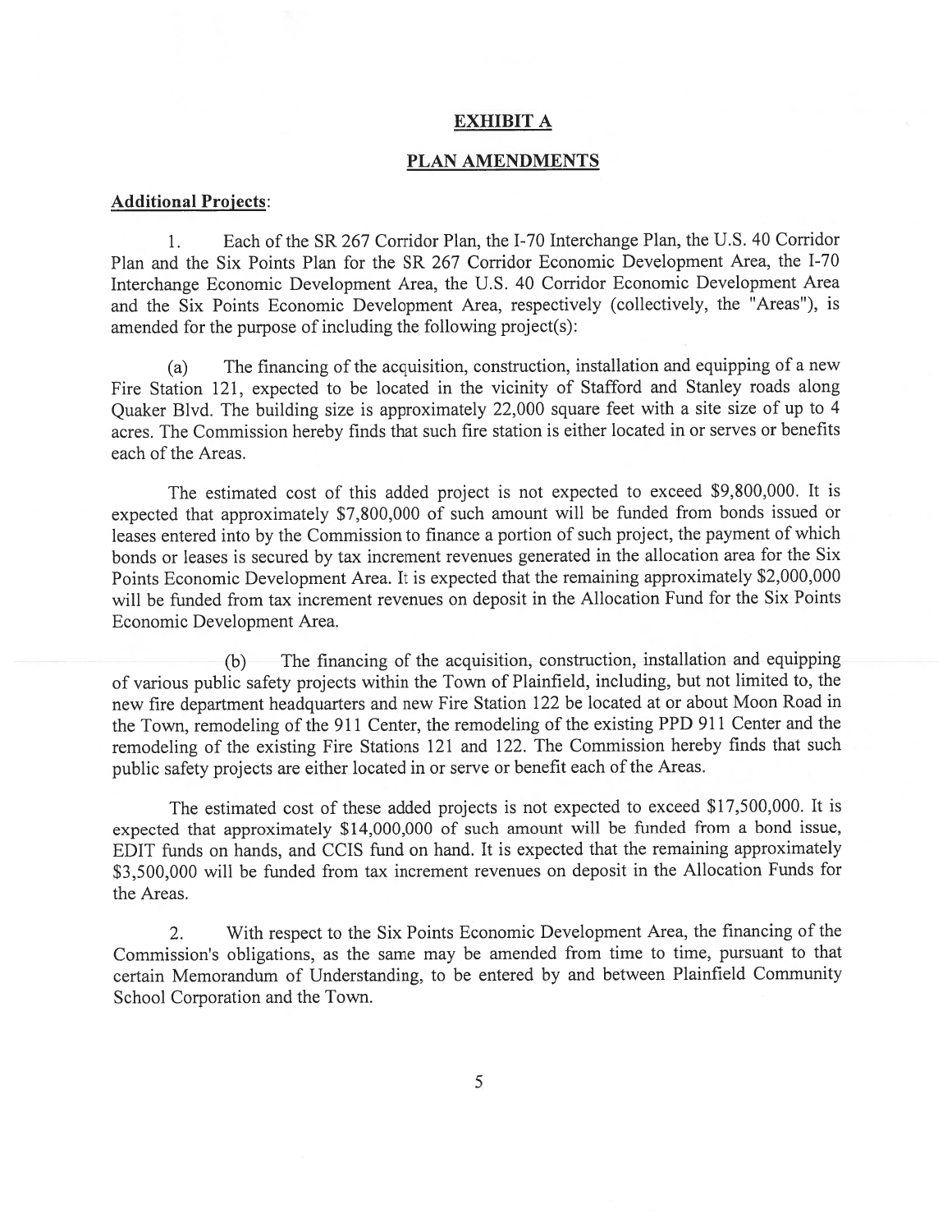## EXHIBIT A

## PLAN AMENDMENTS

**Additional Projects**:

1. Each of the SR 267 Corridor Plan, the I-70 Interchange Plan, the U.S. 40 Corridor Plan and the Six Points Plan for the SR 267 Corridor Economic Development Area, the I-70 Interchange Economic Development Area, the U.S. 40 Corridor Economic Development Area and the Six Points Economic Development Area, respectively (collectively, the "Areas"), is amended for the purpose of including the following project(s):

(a) The financing of the acquisition, construction, installation and equipping of a new Fire Station 121, expected to be located in the vicinity of Stafford and Stanley roads along Quaker Blvd. The building size is approximately 22,000 square feet with a site size of up to 4 acres. The Commission hereby finds that such fire station is either located in or serves or benefits each of the Areas.

The estimated cost of this added project is not expected to exceed $9,800,000. It is expected that approximately $7,800,000 of such amount will be funded from bonds issued or leases entered into by the Commission to finance a portion of such project, the payment of which bonds or leases is secured by tax increment revenues generated in the allocation area for the Six Points Economic Development Area. It is expected that the remaining approximately $2,000,000 will be funded from tax increment revenues on deposit in the Allocation Fund for the Six Points Economic Development Area.

(b) The financing of the acquisition, construction, installation and equipping of various public safety projects within the Town of Plainfield, including, but not limited to, the new fire department headquarters and new Fire Station 122 be located at or about Moon Road in the Town, remodeling of the 911 Center, the remodeling of the existing PPD 911 Center and the remodeling of the existing Fire Stations 121 and 122. The Commission hereby finds that such public safety projects are either located in or serve or benefit each of the Areas.

The estimated cost of these added projects is not expected to exceed $17,500,000. It is expected that approximately $14,000,000 of such amount will be funded from a bond issue, EDIT funds on hands, and CCIS fund on hand. It is expected that the remaining approximately $3,500,000 will be funded from tax increment revenues on deposit in the Allocation Funds for the Areas.

2. With respect to the Six Points Economic Development Area, the financing of the Commission's obligations, as the same may be amended from time to time, pursuant to that certain Memorandum of Understanding, to be entered by and between Plainfield Community School Corporation and the Town.